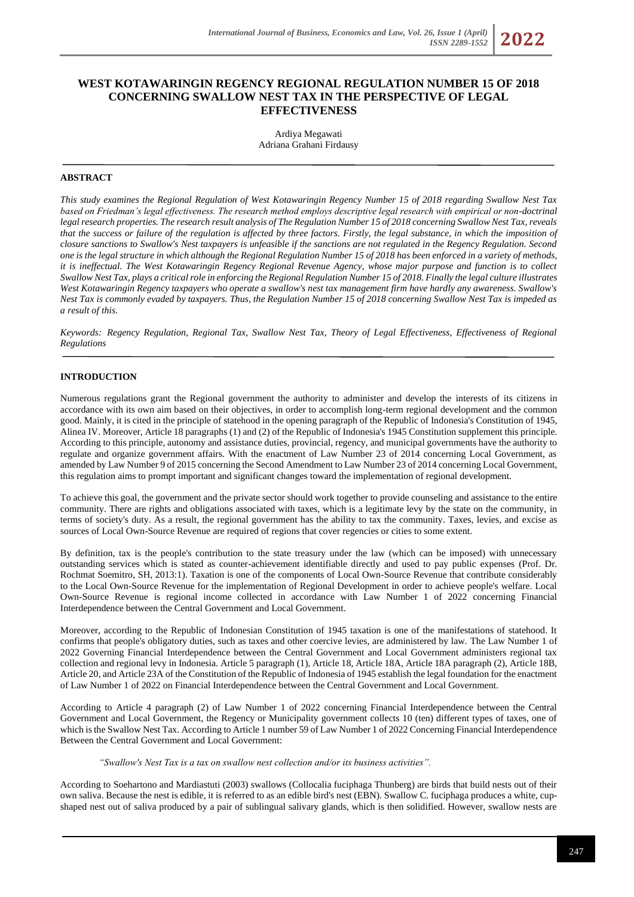# WEST KOTAWARINGIN REGENCY REGIONAL REGULATION NUMBER 15 OF 2018 CONCERNING SWALLOW NEST TAX IN THE PERSPECTIVE OF LEGAL EFFECTIVENESS

Ardiya Megawati
Adriana Grahani Firdausy

## ABSTRACT

*This study examines the Regional Regulation of West Kotawaringin Regency Number 15 of 2018 regarding Swallow Nest Tax based on Friedman's legal effectiveness. The research method employs descriptive legal research with empirical or non-doctrinal legal research properties. The research result analysis of The Regulation Number 15 of 2018 concerning Swallow Nest Tax, reveals that the success or failure of the regulation is affected by three factors. Firstly, the legal substance, in which the imposition of closure sanctions to Swallow's Nest taxpayers is unfeasible if the sanctions are not regulated in the Regency Regulation. Second one is the legal structure in which although the Regional Regulation Number 15 of 2018 has been enforced in a variety of methods, it is ineffectual. The West Kotawaringin Regency Regional Revenue Agency, whose major purpose and function is to collect Swallow Nest Tax, plays a critical role in enforcing the Regional Regulation Number 15 of 2018. Finally the legal culture illustrates West Kotawaringin Regency taxpayers who operate a swallow's nest tax management firm have hardly any awareness. Swallow's Nest Tax is commonly evaded by taxpayers. Thus, the Regulation Number 15 of 2018 concerning Swallow Nest Tax is impeded as a result of this.*

*Keywords: Regency Regulation, Regional Tax, Swallow Nest Tax, Theory of Legal Effectiveness, Effectiveness of Regional Regulations*

## INTRODUCTION

Numerous regulations grant the Regional government the authority to administer and develop the interests of its citizens in accordance with its own aim based on their objectives, in order to accomplish long-term regional development and the common good. Mainly, it is cited in the principle of statehood in the opening paragraph of the Republic of Indonesia's Constitution of 1945, Alinea IV. Moreover, Article 18 paragraphs (1) and (2) of the Republic of Indonesia's 1945 Constitution supplement this principle. According to this principle, autonomy and assistance duties, provincial, regency, and municipal governments have the authority to regulate and organize government affairs. With the enactment of Law Number 23 of 2014 concerning Local Government, as amended by Law Number 9 of 2015 concerning the Second Amendment to Law Number 23 of 2014 concerning Local Government, this regulation aims to prompt important and significant changes toward the implementation of regional development.

To achieve this goal, the government and the private sector should work together to provide counseling and assistance to the entire community. There are rights and obligations associated with taxes, which is a legitimate levy by the state on the community, in terms of society's duty. As a result, the regional government has the ability to tax the community. Taxes, levies, and excise as sources of Local Own-Source Revenue are required of regions that cover regencies or cities to some extent.

By definition, tax is the people's contribution to the state treasury under the law (which can be imposed) with unnecessary outstanding services which is stated as counter-achievement identifiable directly and used to pay public expenses (Prof. Dr. Rochmat Soemitro, SH, 2013:1). Taxation is one of the components of Local Own-Source Revenue that contribute considerably to the Local Own-Source Revenue for the implementation of Regional Development in order to achieve people's welfare. Local Own-Source Revenue is regional income collected in accordance with Law Number 1 of 2022 concerning Financial Interdependence between the Central Government and Local Government.

Moreover, according to the Republic of Indonesian Constitution of 1945 taxation is one of the manifestations of statehood. It confirms that people's obligatory duties, such as taxes and other coercive levies, are administered by law. The Law Number 1 of 2022 Governing Financial Interdependence between the Central Government and Local Government administers regional tax collection and regional levy in Indonesia. Article 5 paragraph (1), Article 18, Article 18A, Article 18A paragraph (2), Article 18B, Article 20, and Article 23A of the Constitution of the Republic of Indonesia of 1945 establish the legal foundation for the enactment of Law Number 1 of 2022 on Financial Interdependence between the Central Government and Local Government.

According to Article 4 paragraph (2) of Law Number 1 of 2022 concerning Financial Interdependence between the Central Government and Local Government, the Regency or Municipality government collects 10 (ten) different types of taxes, one of which is the Swallow Nest Tax. According to Article 1 number 59 of Law Number 1 of 2022 Concerning Financial Interdependence Between the Central Government and Local Government:

> *"Swallow's Nest Tax is a tax on swallow nest collection and/or its business activities".*

According to Soehartono and Mardiastuti (2003) swallows (Collocalia fuciphaga Thunberg) are birds that build nests out of their own saliva. Because the nest is edible, it is referred to as an edible bird's nest (EBN). Swallow C. fuciphaga produces a white, cup-shaped nest out of saliva produced by a pair of sublingual salivary glands, which is then solidified. However, swallow nests are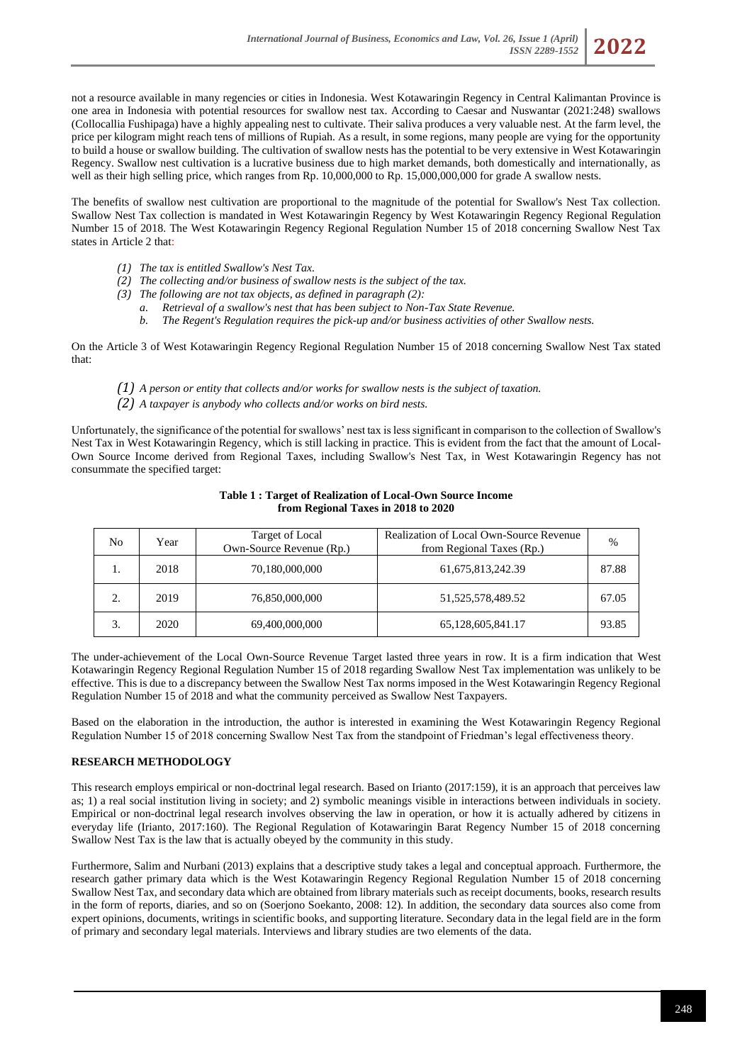not a resource available in many regencies or cities in Indonesia. West Kotawaringin Regency in Central Kalimantan Province is one area in Indonesia with potential resources for swallow nest tax. According to Caesar and Nuswantar (2021:248) swallows (Collocallia Fushipaga) have a highly appealing nest to cultivate. Their saliva produces a very valuable nest. At the farm level, the price per kilogram might reach tens of millions of Rupiah. As a result, in some regions, many people are vying for the opportunity to build a house or swallow building. The cultivation of swallow nests has the potential to be very extensive in West Kotawaringin Regency. Swallow nest cultivation is a lucrative business due to high market demands, both domestically and internationally, as well as their high selling price, which ranges from Rp. 10,000,000 to Rp. 15,000,000,000 for grade A swallow nests.

The benefits of swallow nest cultivation are proportional to the magnitude of the potential for Swallow's Nest Tax collection. Swallow Nest Tax collection is mandated in West Kotawaringin Regency by West Kotawaringin Regency Regional Regulation Number 15 of 2018. The West Kotawaringin Regency Regional Regulation Number 15 of 2018 concerning Swallow Nest Tax states in Article 2 that:

*(1) The tax is entitled Swallow's Nest Tax.*
*(2) The collecting and/or business of swallow nests is the subject of the tax.*
*(3) The following are not tax objects, as defined in paragraph (2):*
   *a. Retrieval of a swallow's nest that has been subject to Non-Tax State Revenue.*
   *b. The Regent's Regulation requires the pick-up and/or business activities of other Swallow nests.*

On the Article 3 of West Kotawaringin Regency Regional Regulation Number 15 of 2018 concerning Swallow Nest Tax stated that:

*(1) A person or entity that collects and/or works for swallow nests is the subject of taxation.*
*(2) A taxpayer is anybody who collects and/or works on bird nests.*

Unfortunately, the significance of the potential for swallows' nest tax is less significant in comparison to the collection of Swallow's Nest Tax in West Kotawaringin Regency, which is still lacking in practice. This is evident from the fact that the amount of Local-Own Source Income derived from Regional Taxes, including Swallow's Nest Tax, in West Kotawaringin Regency has not consummate the specified target:

**Table 1 : Target of Realization of Local-Own Source Income from Regional Taxes in 2018 to 2020**

| No | Year | Target of Local Own-Source Revenue (Rp.) | Realization of Local Own-Source Revenue from Regional Taxes (Rp.) | % |
|---|---|---|---|---|
| 1. | 2018 | 70,180,000,000 | 61,675,813,242.39 | 87.88 |
| 2. | 2019 | 76,850,000,000 | 51,525,578,489.52 | 67.05 |
| 3. | 2020 | 69,400,000,000 | 65,128,605,841.17 | 93.85 |

The under-achievement of the Local Own-Source Revenue Target lasted three years in row. It is a firm indication that West Kotawaringin Regency Regional Regulation Number 15 of 2018 regarding Swallow Nest Tax implementation was unlikely to be effective. This is due to a discrepancy between the Swallow Nest Tax norms imposed in the West Kotawaringin Regency Regional Regulation Number 15 of 2018 and what the community perceived as Swallow Nest Taxpayers.

Based on the elaboration in the introduction, the author is interested in examining the West Kotawaringin Regency Regional Regulation Number 15 of 2018 concerning Swallow Nest Tax from the standpoint of Friedman's legal effectiveness theory.

## RESEARCH METHODOLOGY

This research employs empirical or non-doctrinal legal research. Based on Irianto (2017:159), it is an approach that perceives law as; 1) a real social institution living in society; and 2) symbolic meanings visible in interactions between individuals in society. Empirical or non-doctrinal legal research involves observing the law in operation, or how it is actually adhered by citizens in everyday life (Irianto, 2017:160). The Regional Regulation of Kotawaringin Barat Regency Number 15 of 2018 concerning Swallow Nest Tax is the law that is actually obeyed by the community in this study.

Furthermore, Salim and Nurbani (2013) explains that a descriptive study takes a legal and conceptual approach. Furthermore, the research gather primary data which is the West Kotawaringin Regency Regional Regulation Number 15 of 2018 concerning Swallow Nest Tax, and secondary data which are obtained from library materials such as receipt documents, books, research results in the form of reports, diaries, and so on (Soerjono Soekanto, 2008: 12). In addition, the secondary data sources also come from expert opinions, documents, writings in scientific books, and supporting literature. Secondary data in the legal field are in the form of primary and secondary legal materials. Interviews and library studies are two elements of the data.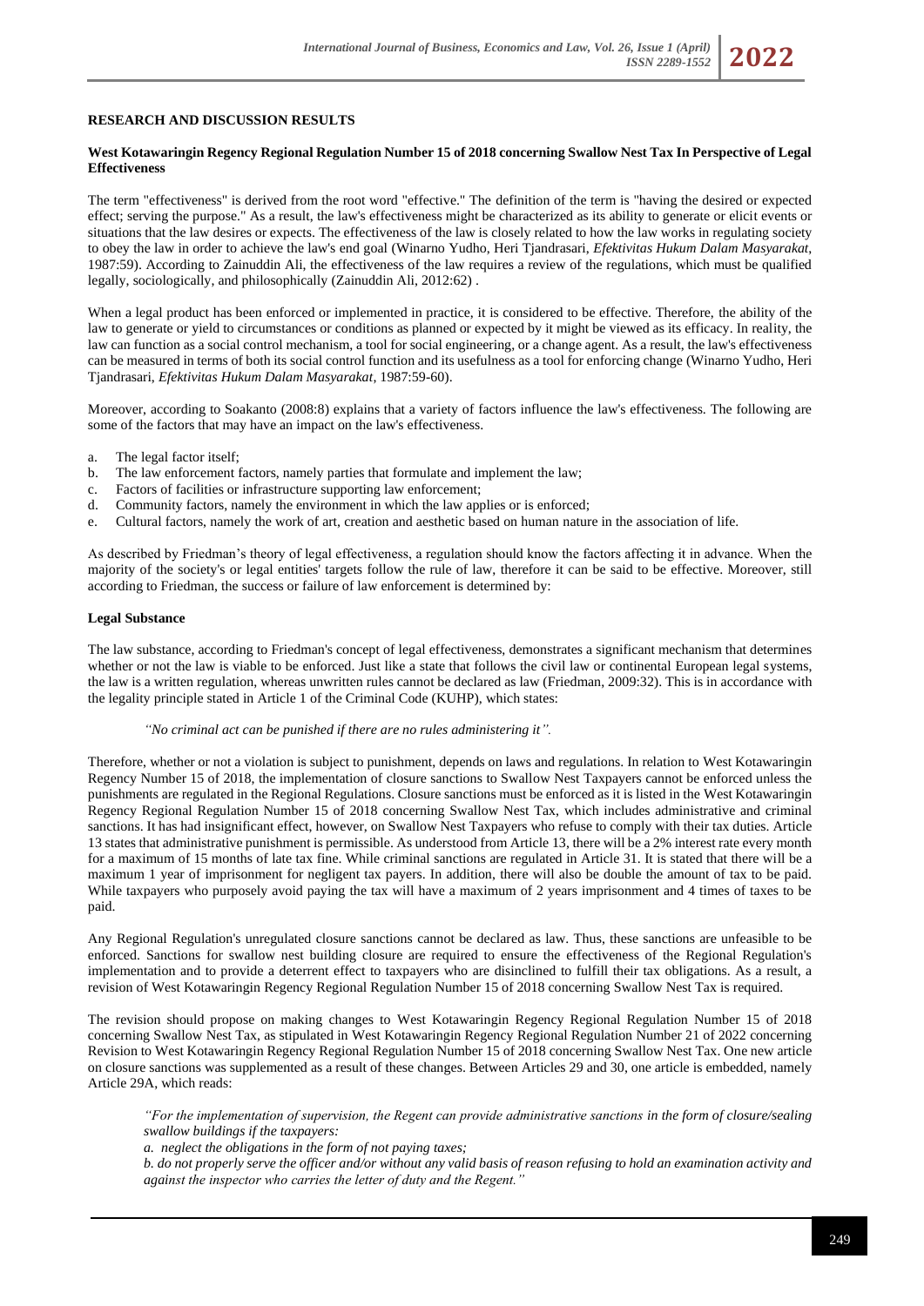**RESEARCH AND DISCUSSION RESULTS**

**West Kotawaringin Regency Regional Regulation Number 15 of 2018 concerning Swallow Nest Tax In Perspective of Legal Effectiveness**

The term "effectiveness" is derived from the root word "effective." The definition of the term is "having the desired or expected effect; serving the purpose." As a result, the law's effectiveness might be characterized as its ability to generate or elicit events or situations that the law desires or expects. The effectiveness of the law is closely related to how the law works in regulating society to obey the law in order to achieve the law's end goal (Winarno Yudho, Heri Tjandrasari, *Efektivitas Hukum Dalam Masyarakat*, 1987:59). According to Zainuddin Ali, the effectiveness of the law requires a review of the regulations, which must be qualified legally, sociologically, and philosophically (Zainuddin Ali, 2012:62) .

When a legal product has been enforced or implemented in practice, it is considered to be effective. Therefore, the ability of the law to generate or yield to circumstances or conditions as planned or expected by it might be viewed as its efficacy. In reality, the law can function as a social control mechanism, a tool for social engineering, or a change agent. As a result, the law's effectiveness can be measured in terms of both its social control function and its usefulness as a tool for enforcing change (Winarno Yudho, Heri Tjandrasari, *Efektivitas Hukum Dalam Masyarakat*, 1987:59-60).

Moreover, according to Soakanto (2008:8) explains that a variety of factors influence the law's effectiveness. The following are some of the factors that may have an impact on the law's effectiveness.

a. The legal factor itself;
b. The law enforcement factors, namely parties that formulate and implement the law;
c. Factors of facilities or infrastructure supporting law enforcement;
d. Community factors, namely the environment in which the law applies or is enforced;
e. Cultural factors, namely the work of art, creation and aesthetic based on human nature in the association of life.

As described by Friedman's theory of legal effectiveness, a regulation should know the factors affecting it in advance. When the majority of the society's or legal entities' targets follow the rule of law, therefore it can be said to be effective. Moreover, still according to Friedman, the success or failure of law enforcement is determined by:

**Legal Substance**

The law substance, according to Friedman's concept of legal effectiveness, demonstrates a significant mechanism that determines whether or not the law is viable to be enforced. Just like a state that follows the civil law or continental European legal systems, the law is a written regulation, whereas unwritten rules cannot be declared as law (Friedman, 2009:32). This is in accordance with the legality principle stated in Article 1 of the Criminal Code (KUHP), which states:

> *"No criminal act can be punished if there are no rules administering it".*

Therefore, whether or not a violation is subject to punishment, depends on laws and regulations. In relation to West Kotawaringin Regency Number 15 of 2018, the implementation of closure sanctions to Swallow Nest Taxpayers cannot be enforced unless the punishments are regulated in the Regional Regulations. Closure sanctions must be enforced as it is listed in the West Kotawaringin Regency Regional Regulation Number 15 of 2018 concerning Swallow Nest Tax, which includes administrative and criminal sanctions. It has had insignificant effect, however, on Swallow Nest Taxpayers who refuse to comply with their tax duties. Article 13 states that administrative punishment is permissible. As understood from Article 13, there will be a 2% interest rate every month for a maximum of 15 months of late tax fine. While criminal sanctions are regulated in Article 31. It is stated that there will be a maximum 1 year of imprisonment for negligent tax payers. In addition, there will also be double the amount of tax to be paid. While taxpayers who purposely avoid paying the tax will have a maximum of 2 years imprisonment and 4 times of taxes to be paid.

Any Regional Regulation's unregulated closure sanctions cannot be declared as law. Thus, these sanctions are unfeasible to be enforced. Sanctions for swallow nest building closure are required to ensure the effectiveness of the Regional Regulation's implementation and to provide a deterrent effect to taxpayers who are disinclined to fulfill their tax obligations. As a result, a revision of West Kotawaringin Regency Regional Regulation Number 15 of 2018 concerning Swallow Nest Tax is required.

The revision should propose on making changes to West Kotawaringin Regency Regional Regulation Number 15 of 2018 concerning Swallow Nest Tax, as stipulated in West Kotawaringin Regency Regional Regulation Number 21 of 2022 concerning Revision to West Kotawaringin Regency Regional Regulation Number 15 of 2018 concerning Swallow Nest Tax. One new article on closure sanctions was supplemented as a result of these changes. Between Articles 29 and 30, one article is embedded, namely Article 29A, which reads:

> *"For the implementation of supervision, the Regent can provide administrative sanctions in the form of closure/sealing swallow buildings if the taxpayers:*
> *a. neglect the obligations in the form of not paying taxes;*
> *b. do not properly serve the officer and/or without any valid basis of reason refusing to hold an examination activity and against the inspector who carries the letter of duty and the Regent."*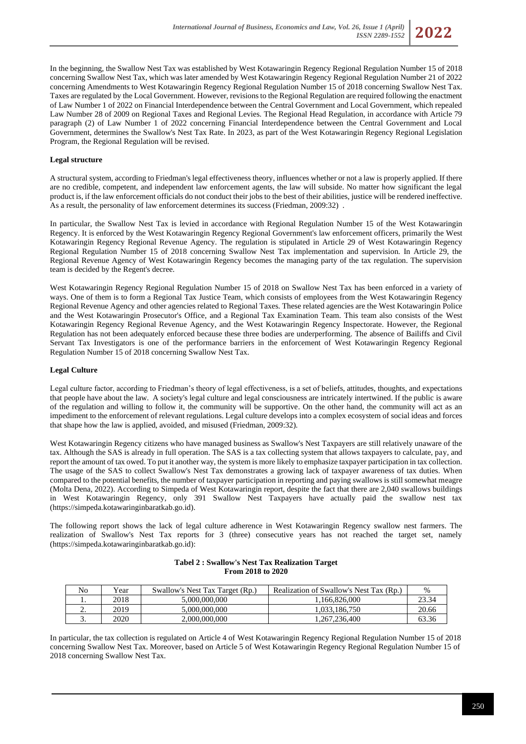In the beginning, the Swallow Nest Tax was established by West Kotawaringin Regency Regional Regulation Number 15 of 2018 concerning Swallow Nest Tax, which was later amended by West Kotawaringin Regency Regional Regulation Number 21 of 2022 concerning Amendments to West Kotawaringin Regency Regional Regulation Number 15 of 2018 concerning Swallow Nest Tax. Taxes are regulated by the Local Government. However, revisions to the Regional Regulation are required following the enactment of Law Number 1 of 2022 on Financial Interdependence between the Central Government and Local Government, which repealed Law Number 28 of 2009 on Regional Taxes and Regional Levies. The Regional Head Regulation, in accordance with Article 79 paragraph (2) of Law Number 1 of 2022 concerning Financial Interdependence between the Central Government and Local Government, determines the Swallow's Nest Tax Rate. In 2023, as part of the West Kotawaringin Regency Regional Legislation Program, the Regional Regulation will be revised.

**Legal structure**

A structural system, according to Friedman's legal effectiveness theory, influences whether or not a law is properly applied. If there are no credible, competent, and independent law enforcement agents, the law will subside. No matter how significant the legal product is, if the law enforcement officials do not conduct their jobs to the best of their abilities, justice will be rendered ineffective. As a result, the personality of law enforcement determines its success (Friedman, 2009:32) .

In particular, the Swallow Nest Tax is levied in accordance with Regional Regulation Number 15 of the West Kotawaringin Regency. It is enforced by the West Kotawaringin Regency Regional Government's law enforcement officers, primarily the West Kotawaringin Regency Regional Revenue Agency. The regulation is stipulated in Article 29 of West Kotawaringin Regency Regional Regulation Number 15 of 2018 concerning Swallow Nest Tax implementation and supervision. In Article 29, the Regional Revenue Agency of West Kotawaringin Regency becomes the managing party of the tax regulation. The supervision team is decided by the Regent's decree.

West Kotawaringin Regency Regional Regulation Number 15 of 2018 on Swallow Nest Tax has been enforced in a variety of ways. One of them is to form a Regional Tax Justice Team, which consists of employees from the West Kotawaringin Regency Regional Revenue Agency and other agencies related to Regional Taxes. These related agencies are the West Kotawaringin Police and the West Kotawaringin Prosecutor's Office, and a Regional Tax Examination Team. This team also consists of the West Kotawaringin Regency Regional Revenue Agency, and the West Kotawaringin Regency Inspectorate. However, the Regional Regulation has not been adequately enforced because these three bodies are underperforming. The absence of Bailiffs and Civil Servant Tax Investigators is one of the performance barriers in the enforcement of West Kotawaringin Regency Regional Regulation Number 15 of 2018 concerning Swallow Nest Tax.

**Legal Culture**

Legal culture factor, according to Friedman's theory of legal effectiveness, is a set of beliefs, attitudes, thoughts, and expectations that people have about the law. A society's legal culture and legal consciousness are intricately intertwined. If the public is aware of the regulation and willing to follow it, the community will be supportive. On the other hand, the community will act as an impediment to the enforcement of relevant regulations. Legal culture develops into a complex ecosystem of social ideas and forces that shape how the law is applied, avoided, and misused (Friedman, 2009:32).

West Kotawaringin Regency citizens who have managed business as Swallow's Nest Taxpayers are still relatively unaware of the tax. Although the SAS is already in full operation. The SAS is a tax collecting system that allows taxpayers to calculate, pay, and report the amount of tax owed. To put it another way, the system is more likely to emphasize taxpayer participation in tax collection. The usage of the SAS to collect Swallow's Nest Tax demonstrates a growing lack of taxpayer awareness of tax duties. When compared to the potential benefits, the number of taxpayer participation in reporting and paying swallows is still somewhat meagre (Molta Dena, 2022). According to Simpeda of West Kotawaringin report, despite the fact that there are 2,040 swallows buildings in West Kotawaringin Regency, only 391 Swallow Nest Taxpayers have actually paid the swallow nest tax (https://simpeda.kotawaringinbaratkab.go.id).

The following report shows the lack of legal culture adherence in West Kotawaringin Regency swallow nest farmers. The realization of Swallow's Nest Tax reports for 3 (three) consecutive years has not reached the target set, namely (https://simpeda.kotawaringinbaratkab.go.id):

**Tabel 2 : Swallow's Nest Tax Realization Target**
**From 2018 to 2020**

| No | Year | Swallow's Nest Tax Target (Rp.) | Realization of Swallow's Nest Tax (Rp.) | % |
|---|---|---|---|---|
| 1. | 2018 | 5,000,000,000 | 1,166,826,000 | 23.34 |
| 2. | 2019 | 5,000,000,000 | 1,033,186,750 | 20.66 |
| 3. | 2020 | 2,000,000,000 | 1,267,236,400 | 63.36 |

In particular, the tax collection is regulated on Article 4 of West Kotawaringin Regency Regional Regulation Number 15 of 2018 concerning Swallow Nest Tax. Moreover, based on Article 5 of West Kotawaringin Regency Regional Regulation Number 15 of 2018 concerning Swallow Nest Tax.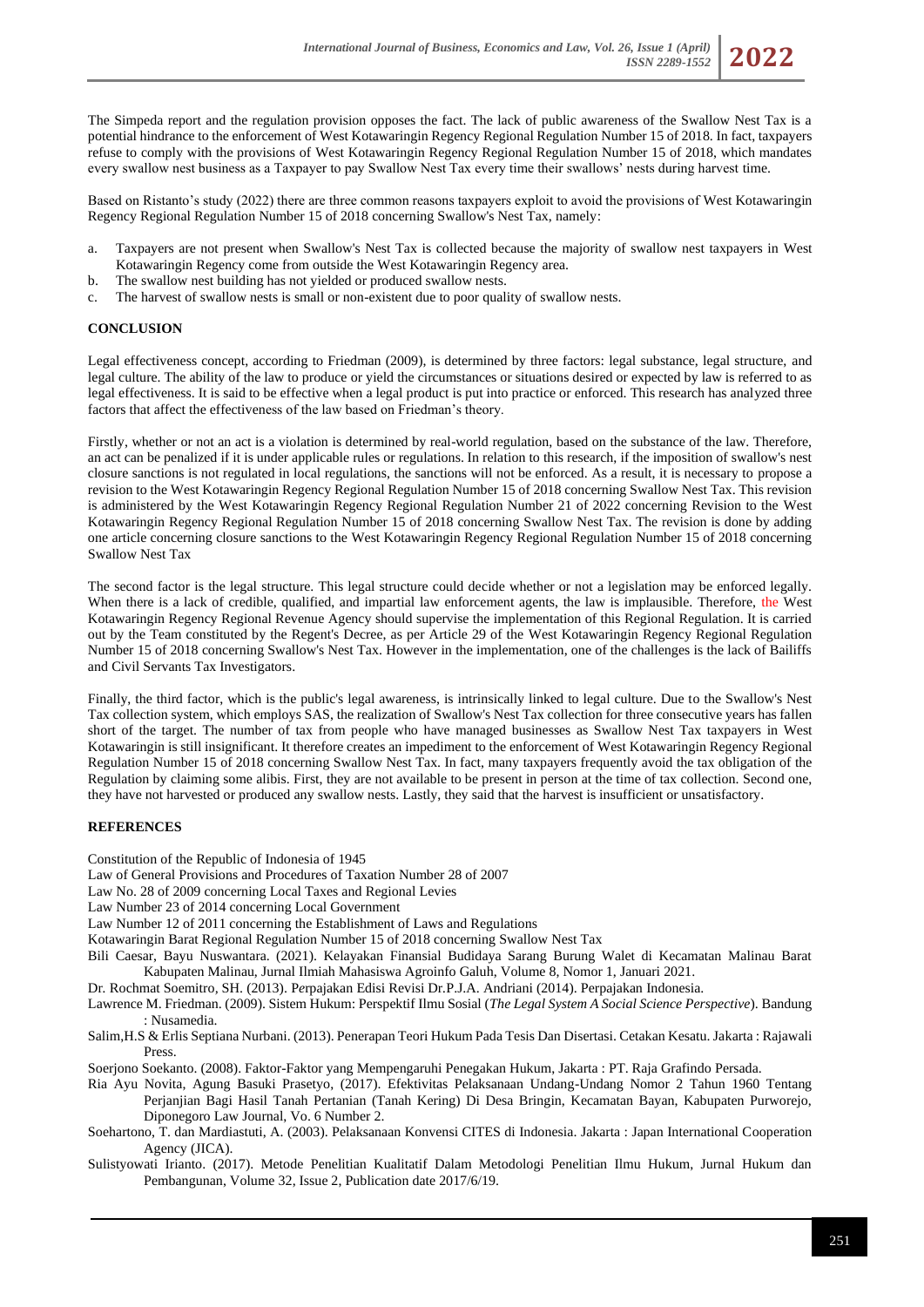The Simpeda report and the regulation provision opposes the fact. The lack of public awareness of the Swallow Nest Tax is a potential hindrance to the enforcement of West Kotawaringin Regency Regional Regulation Number 15 of 2018. In fact, taxpayers refuse to comply with the provisions of West Kotawaringin Regency Regional Regulation Number 15 of 2018, which mandates every swallow nest business as a Taxpayer to pay Swallow Nest Tax every time their swallows' nests during harvest time.

Based on Ristanto's study (2022) there are three common reasons taxpayers exploit to avoid the provisions of West Kotawaringin Regency Regional Regulation Number 15 of 2018 concerning Swallow's Nest Tax, namely:

a. Taxpayers are not present when Swallow's Nest Tax is collected because the majority of swallow nest taxpayers in West Kotawaringin Regency come from outside the West Kotawaringin Regency area.
b. The swallow nest building has not yielded or produced swallow nests.
c. The harvest of swallow nests is small or non-existent due to poor quality of swallow nests.

## CONCLUSION

Legal effectiveness concept, according to Friedman (2009), is determined by three factors: legal substance, legal structure, and legal culture. The ability of the law to produce or yield the circumstances or situations desired or expected by law is referred to as legal effectiveness. It is said to be effective when a legal product is put into practice or enforced. This research has analyzed three factors that affect the effectiveness of the law based on Friedman's theory.

Firstly, whether or not an act is a violation is determined by real-world regulation, based on the substance of the law. Therefore, an act can be penalized if it is under applicable rules or regulations. In relation to this research, if the imposition of swallow's nest closure sanctions is not regulated in local regulations, the sanctions will not be enforced. As a result, it is necessary to propose a revision to the West Kotawaringin Regency Regional Regulation Number 15 of 2018 concerning Swallow Nest Tax. This revision is administered by the West Kotawaringin Regency Regional Regulation Number 21 of 2022 concerning Revision to the West Kotawaringin Regency Regional Regulation Number 15 of 2018 concerning Swallow Nest Tax. The revision is done by adding one article concerning closure sanctions to the West Kotawaringin Regency Regional Regulation Number 15 of 2018 concerning Swallow Nest Tax

The second factor is the legal structure. This legal structure could decide whether or not a legislation may be enforced legally. When there is a lack of credible, qualified, and impartial law enforcement agents, the law is implausible. Therefore, the West Kotawaringin Regency Regional Revenue Agency should supervise the implementation of this Regional Regulation. It is carried out by the Team constituted by the Regent's Decree, as per Article 29 of the West Kotawaringin Regency Regional Regulation Number 15 of 2018 concerning Swallow's Nest Tax. However in the implementation, one of the challenges is the lack of Bailiffs and Civil Servants Tax Investigators.

Finally, the third factor, which is the public's legal awareness, is intrinsically linked to legal culture. Due to the Swallow's Nest Tax collection system, which employs SAS, the realization of Swallow's Nest Tax collection for three consecutive years has fallen short of the target. The number of tax from people who have managed businesses as Swallow Nest Tax taxpayers in West Kotawaringin is still insignificant. It therefore creates an impediment to the enforcement of West Kotawaringin Regency Regional Regulation Number 15 of 2018 concerning Swallow Nest Tax. In fact, many taxpayers frequently avoid the tax obligation of the Regulation by claiming some alibis. First, they are not available to be present in person at the time of tax collection. Second one, they have not harvested or produced any swallow nests. Lastly, they said that the harvest is insufficient or unsatisfactory.

## REFERENCES

Constitution of the Republic of Indonesia of 1945

Law of General Provisions and Procedures of Taxation Number 28 of 2007

Law No. 28 of 2009 concerning Local Taxes and Regional Levies

Law Number 23 of 2014 concerning Local Government

Law Number 12 of 2011 concerning the Establishment of Laws and Regulations

Kotawaringin Barat Regional Regulation Number 15 of 2018 concerning Swallow Nest Tax

Bili Caesar, Bayu Nuswantara. (2021). Kelayakan Finansial Budidaya Sarang Burung Walet di Kecamatan Malinau Barat Kabupaten Malinau, Jurnal Ilmiah Mahasiswa Agroinfo Galuh, Volume 8, Nomor 1, Januari 2021.

Dr. Rochmat Soemitro, SH. (2013). Perpajakan Edisi Revisi Dr.P.J.A. Andriani (2014). Perpajakan Indonesia.

Lawrence M. Friedman. (2009). Sistem Hukum: Perspektif Ilmu Sosial (*The Legal System A Social Science Perspective*). Bandung : Nusamedia.

Salim,H.S & Erlis Septiana Nurbani. (2013). Penerapan Teori Hukum Pada Tesis Dan Disertasi. Cetakan Kesatu. Jakarta : Rajawali Press.

Soerjono Soekanto. (2008). Faktor-Faktor yang Mempengaruhi Penegakan Hukum, Jakarta : PT. Raja Grafindo Persada.

Ria Ayu Novita, Agung Basuki Prasetyo, (2017). Efektivitas Pelaksanaan Undang-Undang Nomor 2 Tahun 1960 Tentang Perjanjian Bagi Hasil Tanah Pertanian (Tanah Kering) Di Desa Bringin, Kecamatan Bayan, Kabupaten Purworejo, Diponegoro Law Journal, Vo. 6 Number 2.

Soehartono, T. dan Mardiastuti, A. (2003). Pelaksanaan Konvensi CITES di Indonesia. Jakarta : Japan International Cooperation Agency (JICA).

Sulistyowati Irianto. (2017). Metode Penelitian Kualitatif Dalam Metodologi Penelitian Ilmu Hukum, Jurnal Hukum dan Pembangunan, Volume 32, Issue 2, Publication date 2017/6/19.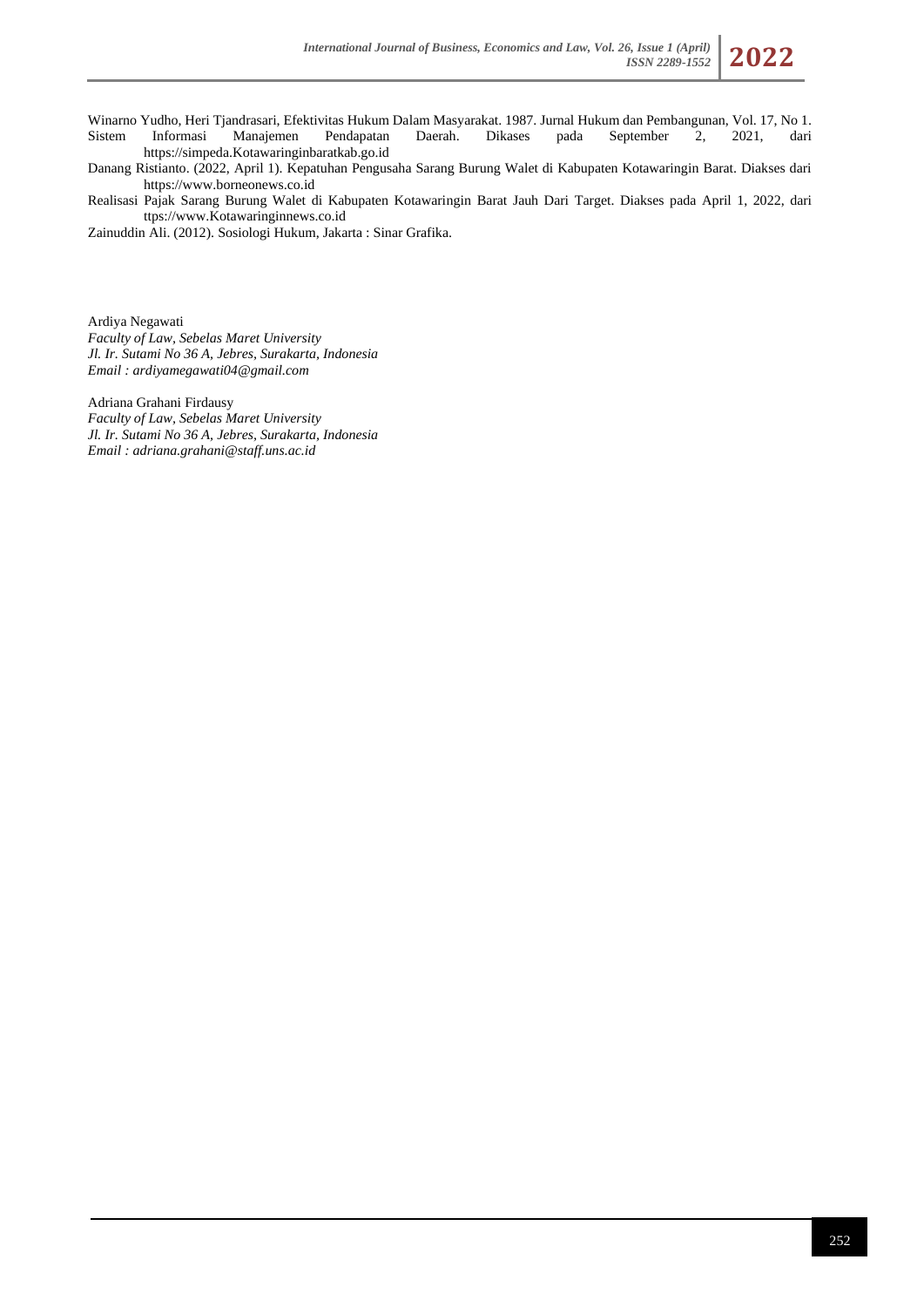Winarno Yudho, Heri Tjandrasari, Efektivitas Hukum Dalam Masyarakat. 1987. Jurnal Hukum dan Pembangunan, Vol. 17, No 1.

Sistem Informasi Manajemen Pendapatan Daerah. Dikases pada September 2, 2021, dari https://simpeda.Kotawaringinbaratkab.go.id

Danang Ristianto. (2022, April 1). Kepatuhan Pengusaha Sarang Burung Walet di Kabupaten Kotawaringin Barat. Diakses dari https://www.borneonews.co.id

Realisasi Pajak Sarang Burung Walet di Kabupaten Kotawaringin Barat Jauh Dari Target. Diakses pada April 1, 2022, dari ttps://www.Kotawaringinnews.co.id

Zainuddin Ali. (2012). Sosiologi Hukum, Jakarta : Sinar Grafika.

Ardiya Negawati
*Faculty of Law, Sebelas Maret University*
*Jl. Ir. Sutami No 36 A, Jebres, Surakarta, Indonesia*
*Email : ardiyamegawati04@gmail.com*

Adriana Grahani Firdausy
*Faculty of Law, Sebelas Maret University*
*Jl. Ir. Sutami No 36 A, Jebres, Surakarta, Indonesia*
*Email : adriana.grahani@staff.uns.ac.id*